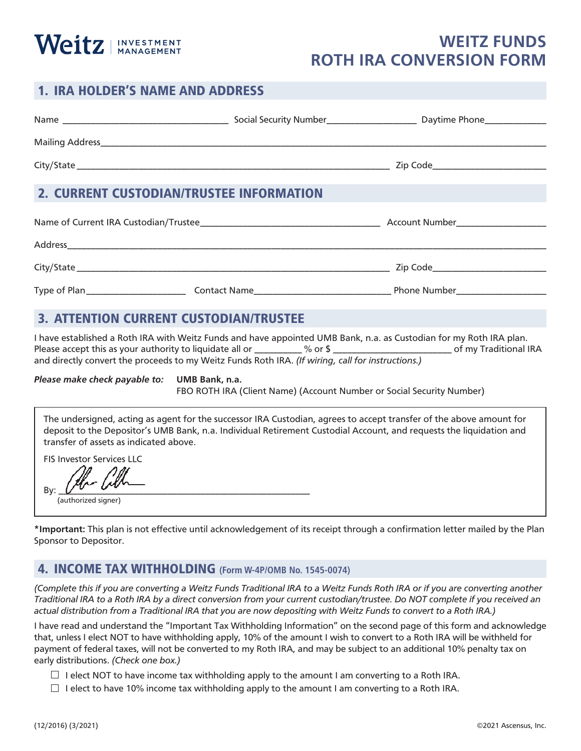Weitz | INVESTMENT MANAGEMENT

# WEITZ FUNDS ROTH IRA CONVERSION FORM

## 1. IRA HOLDER'S NAME AND ADDRESS

Name ________________________________ Social Security Number__________________ Daytime Phone_____________

Mailing Address______________________________________________________________________________________

City/State ______________________________________________________________ Zip Code________________________

## 2. CURRENT CUSTODIAN/TRUSTEE INFORMATION

Name of Current IRA Custodian/Trustee____________________________________ Account Number__________________

Address_____________________________________________________________________________________________

City/State ______________________________________________________________ Zip Code________________________

Type of Plan____________________ Contact Name___________________________ Phone Number__________________

## 3. ATTENTION CURRENT CUSTODIAN/TRUSTEE

I have established a Roth IRA with Weitz Funds and have appointed UMB Bank, n.a. as Custodian for my Roth IRA plan. Please accept this as your authority to liquidate all or __________ % or $ ________________________ of my Traditional IRA and directly convert the proceeds to my Weitz Funds Roth IRA. *(If wiring, call for instructions.)*

***Please make check payable to:*** **UMB Bank, n.a.**
FBO ROTH IRA (Client Name) (Account Number or Social Security Number)

The undersigned, acting as agent for the successor IRA Custodian, agrees to accept transfer of the above amount for deposit to the Depositor's UMB Bank, n.a. Individual Retirement Custodial Account, and requests the liquidation and transfer of assets as indicated above.

FIS Investor Services LLC

By: ___________________________________________________
(authorized signer)

**\*Important:** This plan is not effective until acknowledgement of its receipt through a confirmation letter mailed by the Plan Sponsor to Depositor.

## 4. INCOME TAX WITHHOLDING (Form W-4P/OMB No. 1545-0074)

*(Complete this if you are converting a Weitz Funds Traditional IRA to a Weitz Funds Roth IRA or if you are converting another Traditional IRA to a Roth IRA by a direct conversion from your current custodian/trustee. Do NOT complete if you received an actual distribution from a Traditional IRA that you are now depositing with Weitz Funds to convert to a Roth IRA.)*

I have read and understand the "Important Tax Withholding Information" on the second page of this form and acknowledge that, unless I elect NOT to have withholding apply, 10% of the amount I wish to convert to a Roth IRA will be withheld for payment of federal taxes, will not be converted to my Roth IRA, and may be subject to an additional 10% penalty tax on early distributions. *(Check one box.)*

☐ I elect NOT to have income tax withholding apply to the amount I am converting to a Roth IRA.

☐ I elect to have 10% income tax withholding apply to the amount I am converting to a Roth IRA.

(12/2016) (3/2021) ©2021 Ascensus, Inc.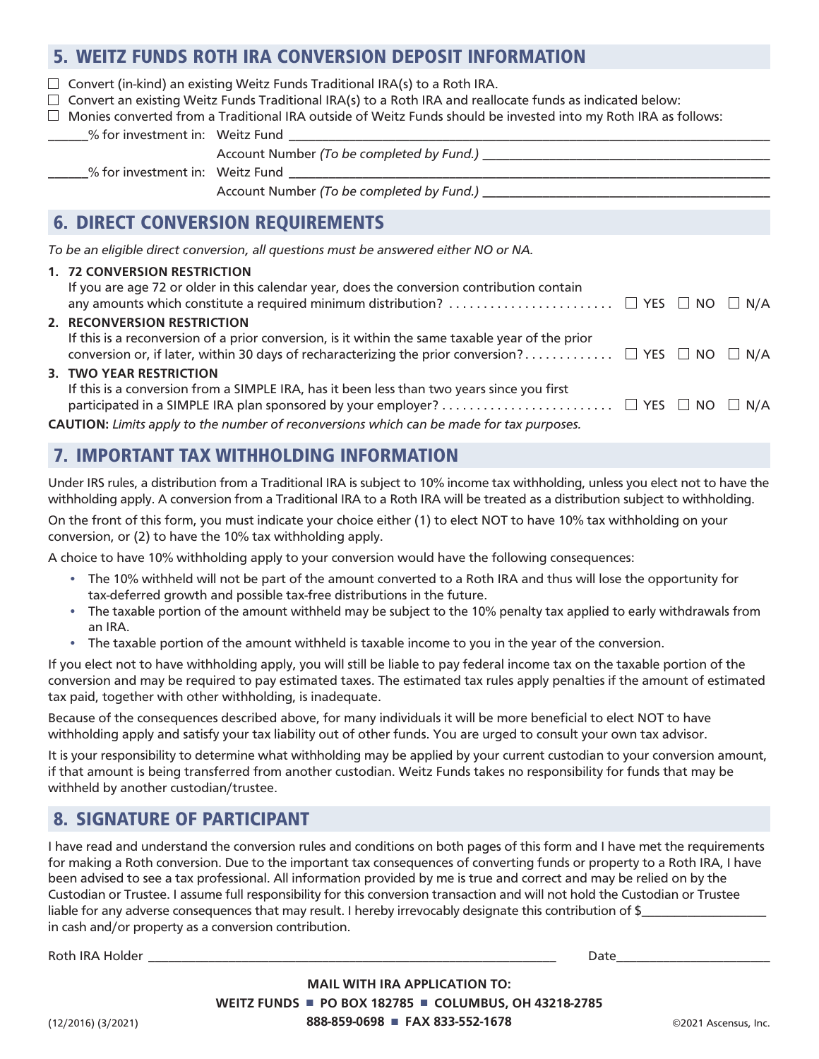## 5. WEITZ FUNDS ROTH IRA CONVERSION DEPOSIT INFORMATION

☐ Convert (in-kind) an existing Weitz Funds Traditional IRA(s) to a Roth IRA.

☐ Convert an existing Weitz Funds Traditional IRA(s) to a Roth IRA and reallocate funds as indicated below:

☐ Monies converted from a Traditional IRA outside of Weitz Funds should be invested into my Roth IRA as follows:

______% for investment in: Weitz Fund ______________________________

Account Number *(To be completed by Fund.)* ______________________________

______% for investment in: Weitz Fund ______________________________

Account Number *(To be completed by Fund.)* ______________________________

## 6. DIRECT CONVERSION REQUIREMENTS

*To be an eligible direct conversion, all questions must be answered either NO or NA.*

**1. 72 CONVERSION RESTRICTION**
If you are age 72 or older in this calendar year, does the conversion contribution contain any amounts which constitute a required minimum distribution? ........................ ☐ YES ☐ NO ☐ N/A

**2. RECONVERSION RESTRICTION**
If this is a reconversion of a prior conversion, is it within the same taxable year of the prior conversion or, if later, within 30 days of recharacterizing the prior conversion? ............ ☐ YES ☐ NO ☐ N/A

**3. TWO YEAR RESTRICTION**
If this is a conversion from a SIMPLE IRA, has it been less than two years since you first participated in a SIMPLE IRA plan sponsored by your employer? ........................ ☐ YES ☐ NO ☐ N/A

**CAUTION:** *Limits apply to the number of reconversions which can be made for tax purposes.*

## 7. IMPORTANT TAX WITHHOLDING INFORMATION

Under IRS rules, a distribution from a Traditional IRA is subject to 10% income tax withholding, unless you elect not to have the withholding apply. A conversion from a Traditional IRA to a Roth IRA will be treated as a distribution subject to withholding.

On the front of this form, you must indicate your choice either (1) to elect NOT to have 10% tax withholding on your conversion, or (2) to have the 10% tax withholding apply.

A choice to have 10% withholding apply to your conversion would have the following consequences:

- The 10% withheld will not be part of the amount converted to a Roth IRA and thus will lose the opportunity for tax-deferred growth and possible tax-free distributions in the future.
- The taxable portion of the amount withheld may be subject to the 10% penalty tax applied to early withdrawals from an IRA.
- The taxable portion of the amount withheld is taxable income to you in the year of the conversion.

If you elect not to have withholding apply, you will still be liable to pay federal income tax on the taxable portion of the conversion and may be required to pay estimated taxes. The estimated tax rules apply penalties if the amount of estimated tax paid, together with other withholding, is inadequate.

Because of the consequences described above, for many individuals it will be more beneficial to elect NOT to have withholding apply and satisfy your tax liability out of other funds. You are urged to consult your own tax advisor.

It is your responsibility to determine what withholding may be applied by your current custodian to your conversion amount, if that amount is being transferred from another custodian. Weitz Funds takes no responsibility for funds that may be withheld by another custodian/trustee.

## 8. SIGNATURE OF PARTICIPANT

I have read and understand the conversion rules and conditions on both pages of this form and I have met the requirements for making a Roth conversion. Due to the important tax consequences of converting funds or property to a Roth IRA, I have been advised to see a tax professional. All information provided by me is true and correct and may be relied on by the Custodian or Trustee. I assume full responsibility for this conversion transaction and will not hold the Custodian or Trustee liable for any adverse consequences that may result. I hereby irrevocably designate this contribution of $__________________ in cash and/or property as a conversion contribution.

Roth IRA Holder ______________________________ Date______________________

**MAIL WITH IRA APPLICATION TO:**
**WEITZ FUNDS ■ PO BOX 182785 ■ COLUMBUS, OH 43218-2785**
**888-859-0698 ■ FAX 833-552-1678**

(12/2016) (3/2021)

©2021 Ascensus, Inc.